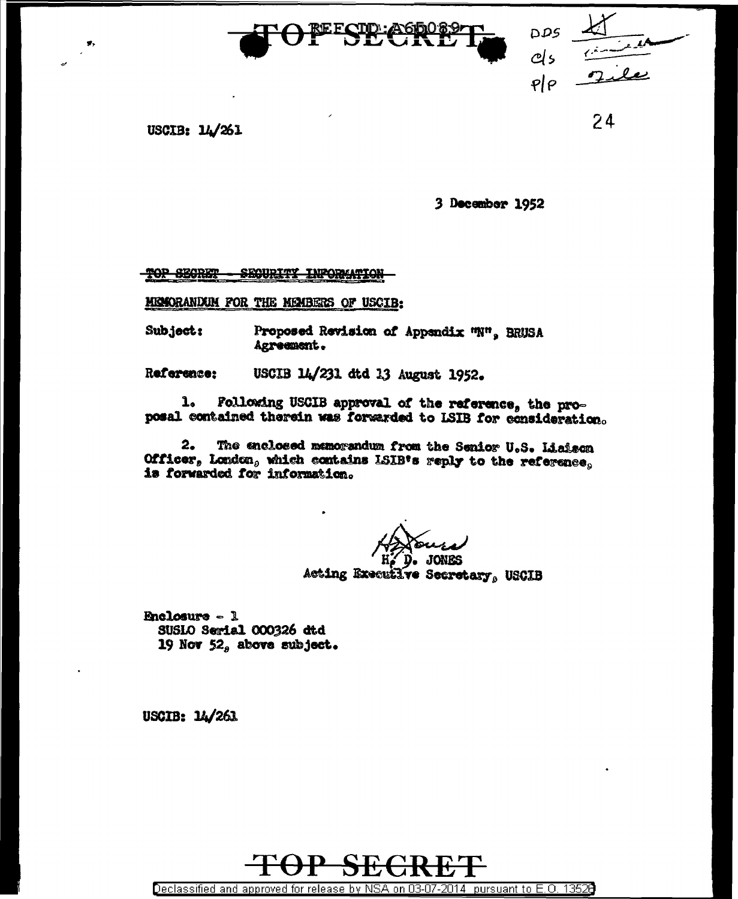**TOP SECRET**

REF ID:A65089

DDS
C/S
P/P File

USCIB: 14/261

3 December 1952

~~TOP SECRET - SECURITY INFORMATION~~

MEMORANDUM FOR THE MEMBERS OF USCIB:

Subject: Proposed Revision of Appendix "N", BRUSA Agreement.

Reference: USCIB 14/231 dtd 13 August 1952.

1. Following USCIB approval of the reference, the proposal contained therein was forwarded to LSIB for consideration.

2. The enclosed memorandum from the Senior U.S. Liaison Officer, London, which contains LSIB's reply to the reference, is forwarded for information.

H. D. JONES
Acting Executive Secretary, USCIB

Enclosure - 1
SUSLO Serial 000326 dtd
19 Nov 52, above subject.

USCIB: 14/261

**TOP SECRET**

Declassified and approved for release by NSA on 03-07-2014 pursuant to E.O. 13526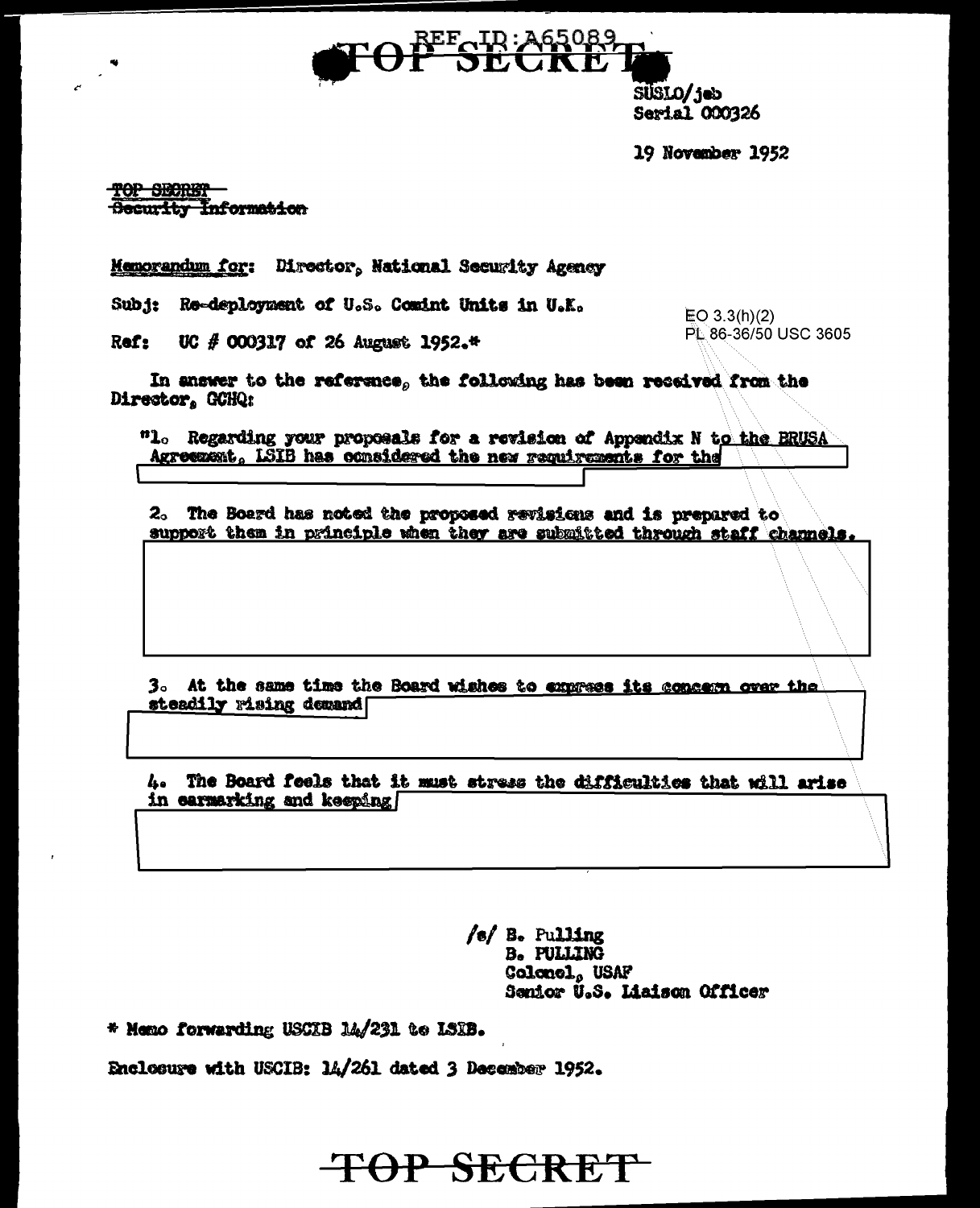REF ID:A65089

**TOP SECRET**

SUSLO/jeb
Serial 000326

19 November 1952

~~TOP SECRET~~
~~Security Information~~

Memorandum for: Director, National Security Agency

Subj: Re-deployment of U.S. Comint Units in U.K.

Ref: UC # 000317 of 26 August 1952.*

EO 3.3(h)(2)
PL 86-36/50 USC 3605

In answer to the reference, the following has been received from the Director, GCHQ:

"1. Regarding your proposals for a revision of Appendix N to the BRUSA Agreement, LSIB has considered the new requirements for the [REDACTED]

2. The Board has noted the proposed revisions and is prepared to support them in principle when they are submitted through staff channels. [REDACTED]

3. At the same time the Board wishes to express its concern over the steadily rising demand [REDACTED]

4. The Board feels that it must stress the difficulties that will arise in earmarking and keeping [REDACTED]

/s/ B. Pulling
B. PULLING
Colonel, USAF
Senior U.S. Liaison Officer

\* Memo forwarding USCIB 14/231 to LSIB.

Enclosure with USCIB: 14/261 dated 3 December 1952.

**TOP SECRET**